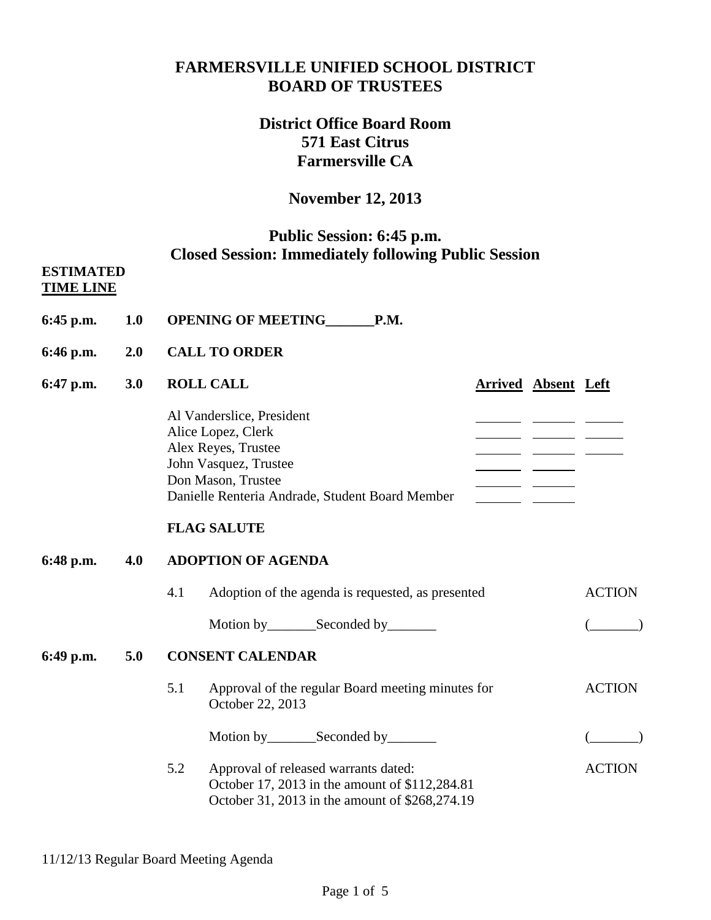# FARMERSVILLE UNIFIED SCHOOL DISTRICT
# BOARD OF TRUSTEES

## District Office Board Room
## 571 East Citrus
## Farmersville CA

## November 12, 2013

## Public Session: 6:45 p.m.
## Closed Session: Immediately following Public Session

**ESTIMATED TIME LINE**

**6:45 p.m. 1.0 OPENING OF MEETING_______P.M.**

**6:46 p.m. 2.0 CALL TO ORDER**

**6:47 p.m. 3.0 ROLL CALL**

| | Arrived | Absent | Left |
|---|---|---|---|
| Al Vanderslice, President | ______ | ______ | ______ |
| Alice Lopez, Clerk | ______ | ______ | ______ |
| Alex Reyes, Trustee | ______ | ______ | ______ |
| John Vasquez, Trustee | ______ | ______ | |
| Don Mason, Trustee | ______ | ______ | |
| Danielle Renteria Andrade, Student Board Member | ______ | ______ | |

**FLAG SALUTE**

**6:48 p.m. 4.0 ADOPTION OF AGENDA**

4.1 Adoption of the agenda is requested, as presented — ACTION

Motion by_______Seconded by_______ (_______)

**6:49 p.m. 5.0 CONSENT CALENDAR**

5.1 Approval of the regular Board meeting minutes for October 22, 2013 — ACTION

Motion by_______Seconded by_______ (_______)

5.2 Approval of released warrants dated: — ACTION
October 17, 2013 in the amount of $112,284.81
October 31, 2013 in the amount of $268,274.19

11/12/13 Regular Board Meeting Agenda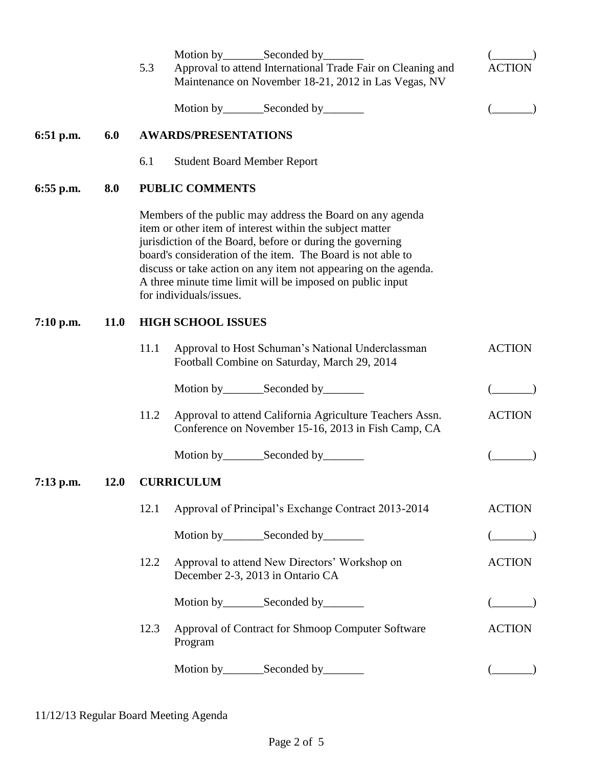Motion by_______Seconded by_______ (_______)

5.3 Approval to attend International Trade Fair on Cleaning and Maintenance on November 18-21, 2012 in Las Vegas, NV — ACTION

Motion by_______Seconded by_______ (_______)

**6:51 p.m. 6.0 AWARDS/PRESENTATIONS**

6.1 Student Board Member Report

**6:55 p.m. 8.0 PUBLIC COMMENTS**

Members of the public may address the Board on any agenda item or other item of interest within the subject matter jurisdiction of the Board, before or during the governing board's consideration of the item. The Board is not able to discuss or take action on any item not appearing on the agenda. A three minute time limit will be imposed on public input for individuals/issues.

**7:10 p.m. 11.0 HIGH SCHOOL ISSUES**

11.1 Approval to Host Schuman's National Underclassman Football Combine on Saturday, March 29, 2014 — ACTION

Motion by_______Seconded by_______ (_______)

11.2 Approval to attend California Agriculture Teachers Assn. Conference on November 15-16, 2013 in Fish Camp, CA — ACTION

Motion by_______Seconded by_______ (_______)

**7:13 p.m. 12.0 CURRICULUM**

12.1 Approval of Principal's Exchange Contract 2013-2014 — ACTION

Motion by_______Seconded by_______ (_______)

12.2 Approval to attend New Directors' Workshop on December 2-3, 2013 in Ontario CA — ACTION

Motion by_______Seconded by_______ (_______)

12.3 Approval of Contract for Shmoop Computer Software Program — ACTION

Motion by_______Seconded by_______ (_______)

11/12/13 Regular Board Meeting Agenda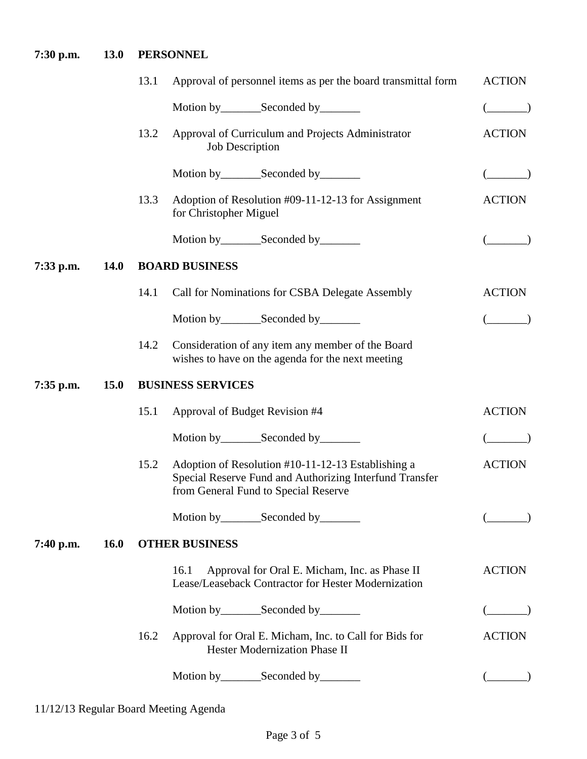**7:30 p.m.** **13.0** **PERSONNEL**

| | | |
|---|---|---|
| 13.1 | Approval of personnel items as per the board transmittal form | ACTION |
| | Motion by_______Seconded by_______ | (_______) |
| 13.2 | Approval of Curriculum and Projects Administrator Job Description | ACTION |
| | Motion by_______Seconded by_______ | (_______) |
| 13.3 | Adoption of Resolution #09-11-12-13 for Assignment for Christopher Miguel | ACTION |
| | Motion by_______Seconded by_______ | (_______) |

**7:33 p.m.** **14.0** **BOARD BUSINESS**

| | | |
|---|---|---|
| 14.1 | Call for Nominations for CSBA Delegate Assembly | ACTION |
| | Motion by_______Seconded by_______ | (_______) |
| 14.2 | Consideration of any item any member of the Board wishes to have on the agenda for the next meeting | |

**7:35 p.m.** **15.0** **BUSINESS SERVICES**

| | | |
|---|---|---|
| 15.1 | Approval of Budget Revision #4 | ACTION |
| | Motion by_______Seconded by_______ | (_______) |
| 15.2 | Adoption of Resolution #10-11-12-13 Establishing a Special Reserve Fund and Authorizing Interfund Transfer from General Fund to Special Reserve | ACTION |
| | Motion by_______Seconded by_______ | (_______) |

**7:40 p.m.** **16.0** **OTHER BUSINESS**

| | | |
|---|---|---|
| 16.1 | Approval for Oral E. Micham, Inc. as Phase II Lease/Leaseback Contractor for Hester Modernization | ACTION |
| | Motion by_______Seconded by_______ | (_______) |
| 16.2 | Approval for Oral E. Micham, Inc. to Call for Bids for Hester Modernization Phase II | ACTION |
| | Motion by_______Seconded by_______ | (_______) |

11/12/13 Regular Board Meeting Agenda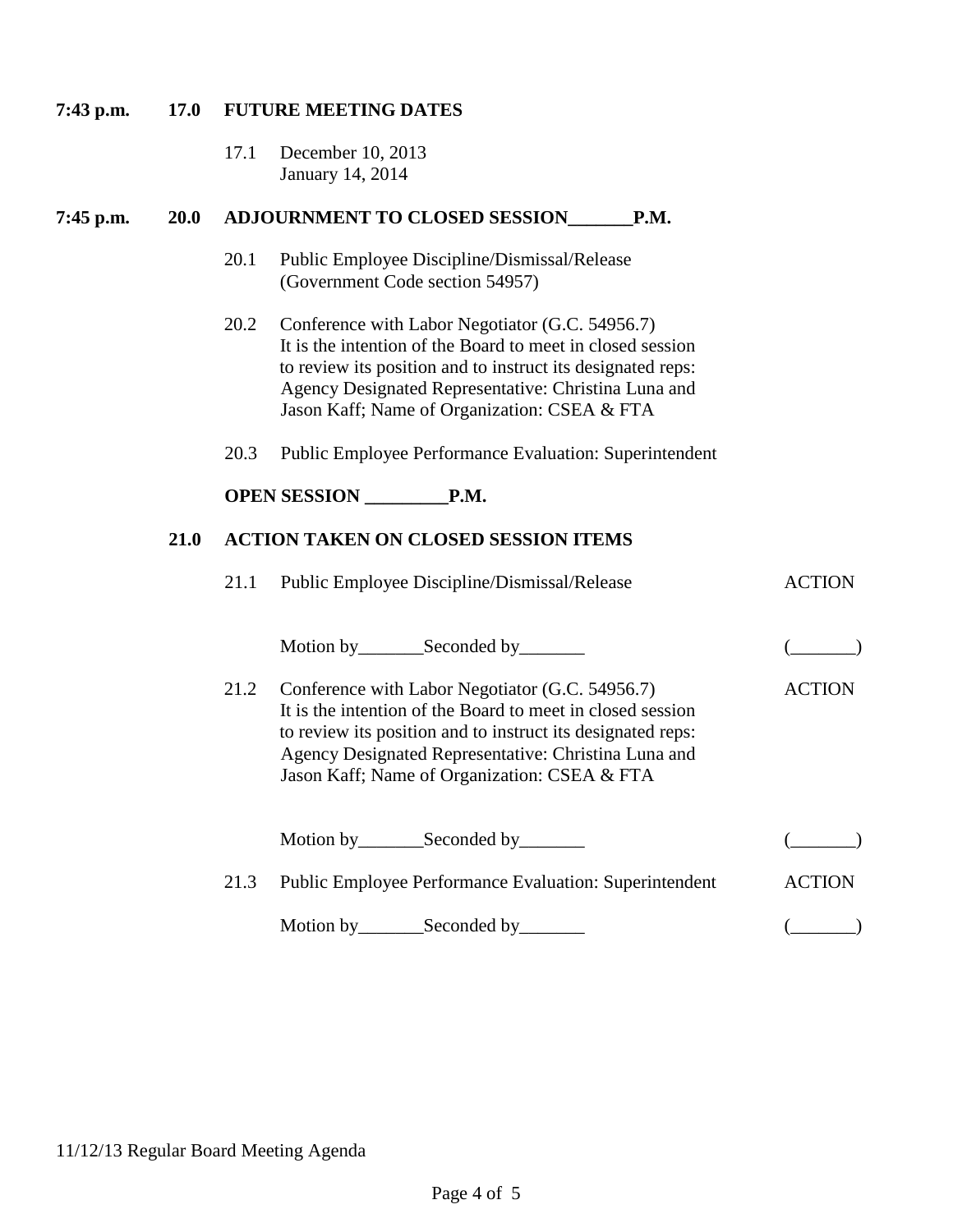**7:43 p.m. 17.0 FUTURE MEETING DATES**

17.1 December 10, 2013
January 14, 2014

**7:45 p.m. 20.0 ADJOURNMENT TO CLOSED SESSION_______P.M.**

20.1 Public Employee Discipline/Dismissal/Release
(Government Code section 54957)

20.2 Conference with Labor Negotiator (G.C. 54956.7)
It is the intention of the Board to meet in closed session to review its position and to instruct its designated reps: Agency Designated Representative: Christina Luna and Jason Kaff; Name of Organization: CSEA & FTA

20.3 Public Employee Performance Evaluation: Superintendent

**OPEN SESSION _________P.M.**

**21.0 ACTION TAKEN ON CLOSED SESSION ITEMS**

21.1 Public Employee Discipline/Dismissal/Release — ACTION

Motion by_______Seconded by_______ (_______)

21.2 Conference with Labor Negotiator (G.C. 54956.7) — ACTION
It is the intention of the Board to meet in closed session to review its position and to instruct its designated reps: Agency Designated Representative: Christina Luna and Jason Kaff; Name of Organization: CSEA & FTA

Motion by_______Seconded by_______ (_______)

21.3 Public Employee Performance Evaluation: Superintendent — ACTION

Motion by_______Seconded by_______ (_______)

11/12/13 Regular Board Meeting Agenda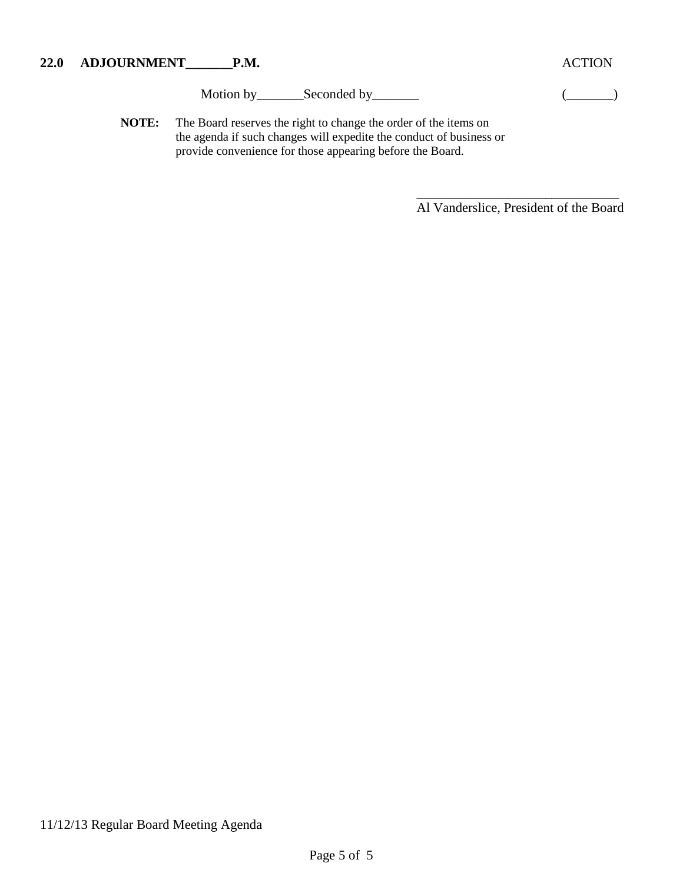**22.0 ADJOURNMENT_______P.M.** ACTION

Motion by_______Seconded by_______ (_______)

**NOTE:** The Board reserves the right to change the order of the items on the agenda if such changes will expedite the conduct of business or provide convenience for those appearing before the Board.

_______________________________

Al Vanderslice, President of the Board

11/12/13 Regular Board Meeting Agenda